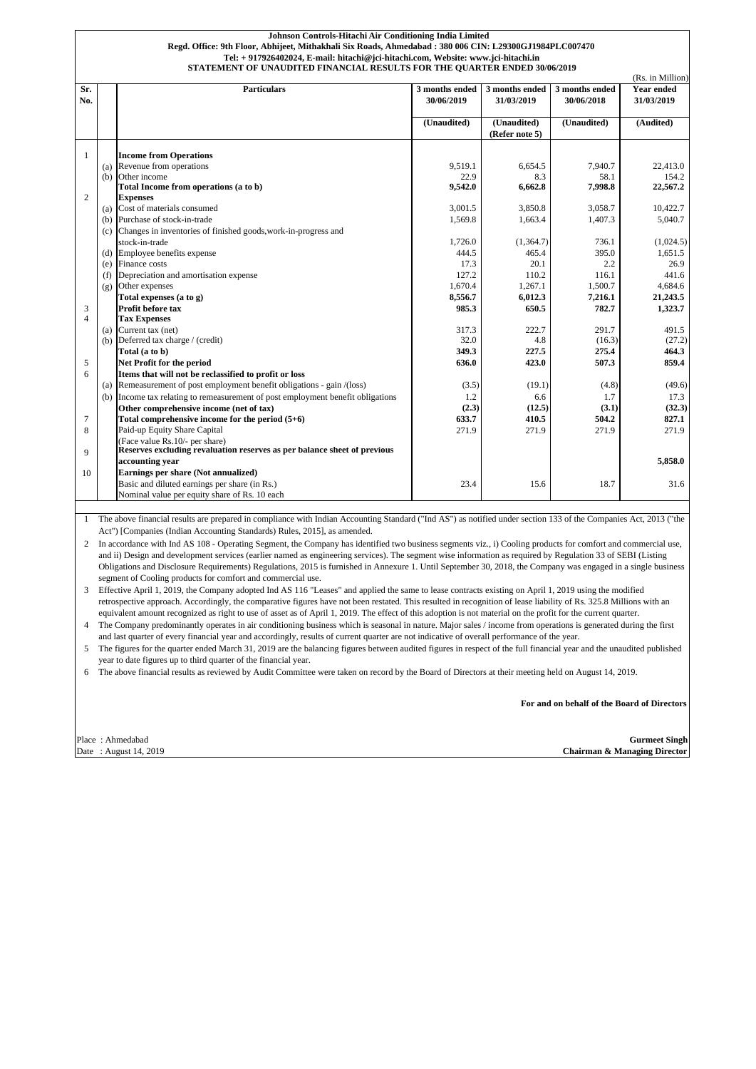**Johnson Controls-Hitachi Air Conditioning India Limited**
**Regd. Office: 9th Floor, Abhijeet, Mithakhali Six Roads, Ahmedabad : 380 006 CIN: L29300GJ1984PLC007470**
**Tel: + 917926402024, E-mail: hitachi@jci-hitachi.com, Website: www.jci-hitachi.in**
**STATEMENT OF UNAUDITED FINANCIAL RESULTS FOR THE QUARTER ENDED 30/06/2019**

(Rs. in Million)

| Sr. No. | | Particulars | 3 months ended 30/06/2019 | 3 months ended 31/03/2019 | 3 months ended 30/06/2018 | Year ended 31/03/2019 |
|---|---|---|---|---|---|---|
| | | | (Unaudited) | (Unaudited) (Refer note 5) | (Unaudited) | (Audited) |
| 1 | | **Income from Operations** | | | | |
| | (a) | Revenue from operations | 9,519.1 | 6,654.5 | 7,940.7 | 22,413.0 |
| | (b) | Other income | 22.9 | 8.3 | 58.1 | 154.2 |
| | | **Total Income from operations (a to b)** | **9,542.0** | **6,662.8** | **7,998.8** | **22,567.2** |
| 2 | | **Expenses** | | | | |
| | (a) | Cost of materials consumed | 3,001.5 | 3,850.8 | 3,058.7 | 10,422.7 |
| | (b) | Purchase of stock-in-trade | 1,569.8 | 1,663.4 | 1,407.3 | 5,040.7 |
| | (c) | Changes in inventories of finished goods,work-in-progress and stock-in-trade | 1,726.0 | (1,364.7) | 736.1 | (1,024.5) |
| | (d) | Employee benefits expense | 444.5 | 465.4 | 395.0 | 1,651.5 |
| | (e) | Finance costs | 17.3 | 20.1 | 2.2 | 26.9 |
| | (f) | Depreciation and amortisation expense | 127.2 | 110.2 | 116.1 | 441.6 |
| | (g) | Other expenses | 1,670.4 | 1,267.1 | 1,500.7 | 4,684.6 |
| | | **Total expenses (a to g)** | **8,556.7** | **6,012.3** | **7,216.1** | **21,243.5** |
| 3 | | **Profit before tax** | **985.3** | **650.5** | **782.7** | **1,323.7** |
| 4 | | **Tax Expenses** | | | | |
| | (a) | Current tax (net) | 317.3 | 222.7 | 291.7 | 491.5 |
| | (b) | Deferred tax charge / (credit) | 32.0 | 4.8 | (16.3) | (27.2) |
| | | **Total (a to b)** | **349.3** | **227.5** | **275.4** | **464.3** |
| 5 | | **Net Profit for the period** | **636.0** | **423.0** | **507.3** | **859.4** |
| 6 | | **Items that will not be reclassified to profit or loss** | | | | |
| | (a) | Remeasurement of post employment benefit obligations - gain /(loss) | (3.5) | (19.1) | (4.8) | (49.6) |
| | (b) | Income tax relating to remeasurement of post employment benefit obligations | 1.2 | 6.6 | 1.7 | 17.3 |
| | | **Other comprehensive income (net of tax)** | **(2.3)** | **(12.5)** | **(3.1)** | **(32.3)** |
| 7 | | **Total comprehensive income for the period (5+6)** | **633.7** | **410.5** | **504.2** | **827.1** |
| 8 | | Paid-up Equity Share Capital (Face value Rs.10/- per share) | 271.9 | 271.9 | 271.9 | 271.9 |
| 9 | | **Reserves excluding revaluation reserves as per balance sheet of previous accounting year** | | | | **5,858.0** |
| 10 | | **Earnings per share (Not annualized)** | | | | |
| | | Basic and diluted earnings per share (in Rs.) | 23.4 | 15.6 | 18.7 | 31.6 |
| | | Nominal value per equity share of Rs. 10 each | | | | |

1. The above financial results are prepared in compliance with Indian Accounting Standard ("Ind AS") as notified under section 133 of the Companies Act, 2013 ("the Act") [Companies (Indian Accounting Standards) Rules, 2015], as amended.
2. In accordance with Ind AS 108 - Operating Segment, the Company has identified two business segments viz., i) Cooling products for comfort and commercial use, and ii) Design and development services (earlier named as engineering services). The segment wise information as required by Regulation 33 of SEBI (Listing Obligations and Disclosure Requirements) Regulations, 2015 is furnished in Annexure 1. Until September 30, 2018, the Company was engaged in a single business segment of Cooling products for comfort and commercial use.
3. Effective April 1, 2019, the Company adopted Ind AS 116 "Leases" and applied the same to lease contracts existing on April 1, 2019 using the modified retrospective approach. Accordingly, the comparative figures have not been restated. This resulted in recognition of lease liability of Rs. 325.8 Millions with an equivalent amount recognized as right to use of asset as of April 1, 2019. The effect of this adoption is not material on the profit for the current quarter.
4. The Company predominantly operates in air conditioning business which is seasonal in nature. Major sales / income from operations is generated during the first and last quarter of every financial year and accordingly, results of current quarter are not indicative of overall performance of the year.
5. The figures for the quarter ended March 31, 2019 are the balancing figures between audited figures in respect of the full financial year and the unaudited published year to date figures up to third quarter of the financial year.
6. The above financial results as reviewed by Audit Committee were taken on record by the Board of Directors at their meeting held on August 14, 2019.

**For and on behalf of the Board of Directors**

Place : Ahmedabad
Date : August 14, 2019

**Gurmeet Singh**
**Chairman & Managing Director**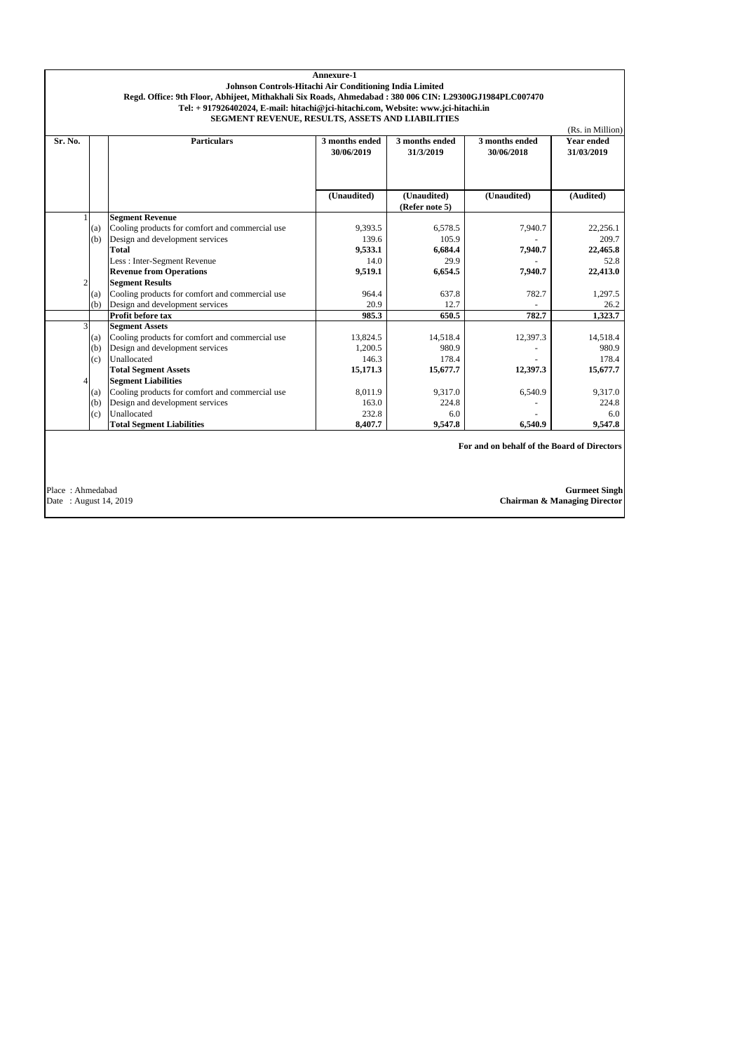**Annexure-1**

**Johnson Controls-Hitachi Air Conditioning India Limited**

**Regd. Office: 9th Floor, Abhijeet, Mithakhali Six Roads, Ahmedabad : 380 006 CIN: L29300GJ1984PLC007470**

**Tel: + 917926402024, E-mail: hitachi@jci-hitachi.com, Website: www.jci-hitachi.in**

**SEGMENT REVENUE, RESULTS, ASSETS AND LIABILITIES**

(Rs. in Million)

| Sr. No. | | Particulars | 3 months ended 30/06/2019 | 3 months ended 31/3/2019 | 3 months ended 30/06/2018 | Year ended 31/03/2019 |
|---|---|---|---|---|---|---|
| | | | (Unaudited) | (Unaudited) (Refer note 5) | (Unaudited) | (Audited) |
| 1 | | **Segment Revenue** | | | | |
| | (a) | Cooling products for comfort and commercial use | 9,393.5 | 6,578.5 | 7,940.7 | 22,256.1 |
| | (b) | Design and development services | 139.6 | 105.9 | - | 209.7 |
| | | **Total** | **9,533.1** | **6,684.4** | **7,940.7** | **22,465.8** |
| | | Less : Inter-Segment Revenue | 14.0 | 29.9 | - | 52.8 |
| | | **Revenue from Operations** | **9,519.1** | **6,654.5** | **7,940.7** | **22,413.0** |
| 2 | | **Segment Results** | | | | |
| | (a) | Cooling products for comfort and commercial use | 964.4 | 637.8 | 782.7 | 1,297.5 |
| | (b) | Design and development services | 20.9 | 12.7 | - | 26.2 |
| | | **Profit before tax** | **985.3** | **650.5** | **782.7** | **1,323.7** |
| 3 | | **Segment Assets** | | | | |
| | (a) | Cooling products for comfort and commercial use | 13,824.5 | 14,518.4 | 12,397.3 | 14,518.4 |
| | (b) | Design and development services | 1,200.5 | 980.9 | - | 980.9 |
| | (c) | Unallocated | 146.3 | 178.4 | - | 178.4 |
| | | **Total Segment Assets** | **15,171.3** | **15,677.7** | **12,397.3** | **15,677.7** |
| 4 | | **Segment Liabilities** | | | | |
| | (a) | Cooling products for comfort and commercial use | 8,011.9 | 9,317.0 | 6,540.9 | 9,317.0 |
| | (b) | Design and development services | 163.0 | 224.8 | - | 224.8 |
| | (c) | Unallocated | 232.8 | 6.0 | - | 6.0 |
| | | **Total Segment Liabilities** | **8,407.7** | **9,547.8** | **6,540.9** | **9,547.8** |

**For and on behalf of the Board of Directors**

Place : Ahmedabad
Date : August 14, 2019

**Gurmeet Singh**
**Chairman & Managing Director**